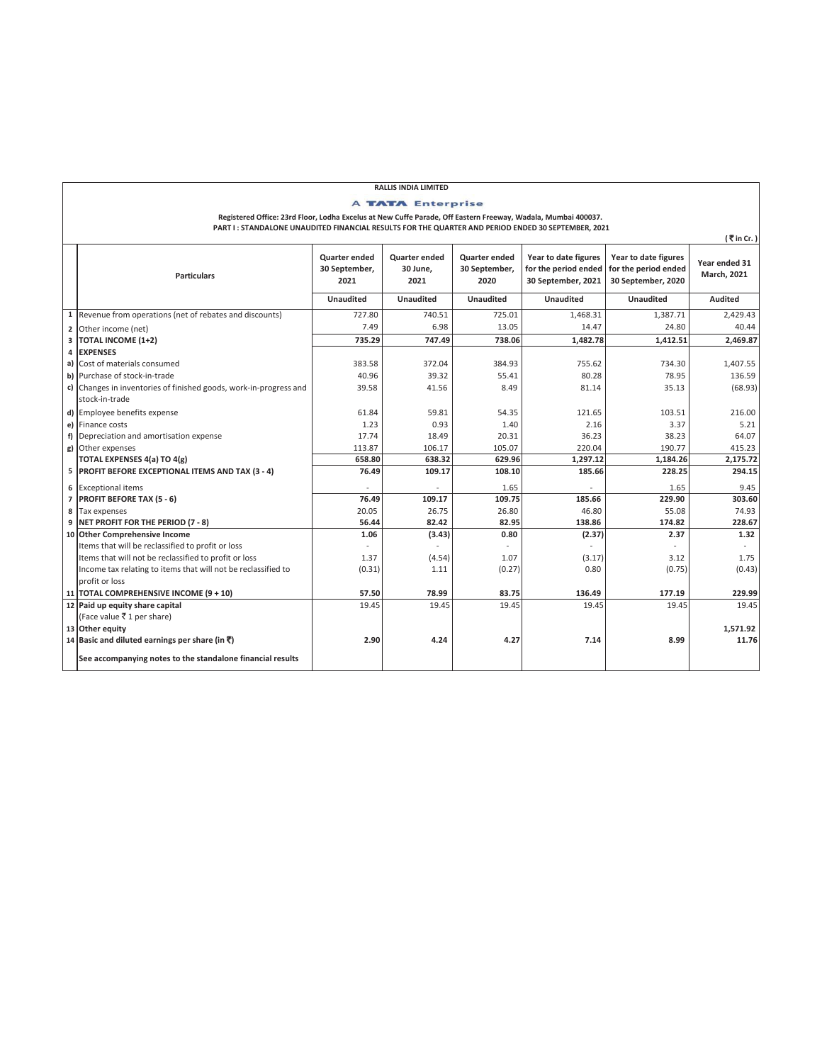**RALLIS INDIA LIMITED**

**A TATA Enterprise**

**Registered Office: 23rd Floor, Lodha Excelus at New Cuffe Parade, Off Eastern Freeway, Wadala, Mumbai 400037.**

**PART I : STANDALONE UNAUDITED FINANCIAL RESULTS FOR THE QUARTER AND PERIOD ENDED 30 SEPTEMBER, 2021**

( ₹ in Cr. )

| | Particulars | Quarter ended 30 September, 2021 | Quarter ended 30 June, 2021 | Quarter ended 30 September, 2020 | Year to date figures for the period ended 30 September, 2021 | Year to date figures for the period ended 30 September, 2020 | Year ended 31 March, 2021 |
|---|---|---|---|---|---|---|---|
| | | Unaudited | Unaudited | Unaudited | Unaudited | Unaudited | Audited |
| 1 | Revenue from operations (net of rebates and discounts) | 727.80 | 740.51 | 725.01 | 1,468.31 | 1,387.71 | 2,429.43 |
| 2 | Other income (net) | 7.49 | 6.98 | 13.05 | 14.47 | 24.80 | 40.44 |
| 3 | **TOTAL INCOME (1+2)** | **735.29** | **747.49** | **738.06** | **1,482.78** | **1,412.51** | **2,469.87** |
| 4 | **EXPENSES** | | | | | | |
| a) | Cost of materials consumed | 383.58 | 372.04 | 384.93 | 755.62 | 734.30 | 1,407.55 |
| b) | Purchase of stock-in-trade | 40.96 | 39.32 | 55.41 | 80.28 | 78.95 | 136.59 |
| c) | Changes in inventories of finished goods, work-in-progress and stock-in-trade | 39.58 | 41.56 | 8.49 | 81.14 | 35.13 | (68.93) |
| d) | Employee benefits expense | 61.84 | 59.81 | 54.35 | 121.65 | 103.51 | 216.00 |
| e) | Finance costs | 1.23 | 0.93 | 1.40 | 2.16 | 3.37 | 5.21 |
| f) | Depreciation and amortisation expense | 17.74 | 18.49 | 20.31 | 36.23 | 38.23 | 64.07 |
| g) | Other expenses | 113.87 | 106.17 | 105.07 | 220.04 | 190.77 | 415.23 |
| | **TOTAL EXPENSES 4(a) TO 4(g)** | **658.80** | **638.32** | **629.96** | **1,297.12** | **1,184.26** | **2,175.72** |
| 5 | **PROFIT BEFORE EXCEPTIONAL ITEMS AND TAX (3 - 4)** | **76.49** | **109.17** | **108.10** | **185.66** | **228.25** | **294.15** |
| 6 | Exceptional items | - | - | 1.65 | - | 1.65 | 9.45 |
| 7 | **PROFIT BEFORE TAX (5 - 6)** | **76.49** | **109.17** | **109.75** | **185.66** | **229.90** | **303.60** |
| 8 | Tax expenses | 20.05 | 26.75 | 26.80 | 46.80 | 55.08 | 74.93 |
| 9 | **NET PROFIT FOR THE PERIOD (7 - 8)** | **56.44** | **82.42** | **82.95** | **138.86** | **174.82** | **228.67** |
| 10 | **Other Comprehensive Income** | **1.06** | **(3.43)** | **0.80** | **(2.37)** | **2.37** | **1.32** |
| | Items that will be reclassified to profit or loss | - | - | - | - | - | - |
| | Items that will not be reclassified to profit or loss | 1.37 | (4.54) | 1.07 | (3.17) | 3.12 | 1.75 |
| | Income tax relating to items that will not be reclassified to profit or loss | (0.31) | 1.11 | (0.27) | 0.80 | (0.75) | (0.43) |
| 11 | **TOTAL COMPREHENSIVE INCOME (9 + 10)** | **57.50** | **78.99** | **83.75** | **136.49** | **177.19** | **229.99** |
| 12 | **Paid up equity share capital** (Face value ₹ 1 per share) | 19.45 | 19.45 | 19.45 | 19.45 | 19.45 | 19.45 |
| 13 | **Other equity** | | | | | | **1,571.92** |
| 14 | **Basic and diluted earnings per share (in ₹)** | **2.90** | **4.24** | **4.27** | **7.14** | **8.99** | **11.76** |
| | **See accompanying notes to the standalone financial results** | | | | | | |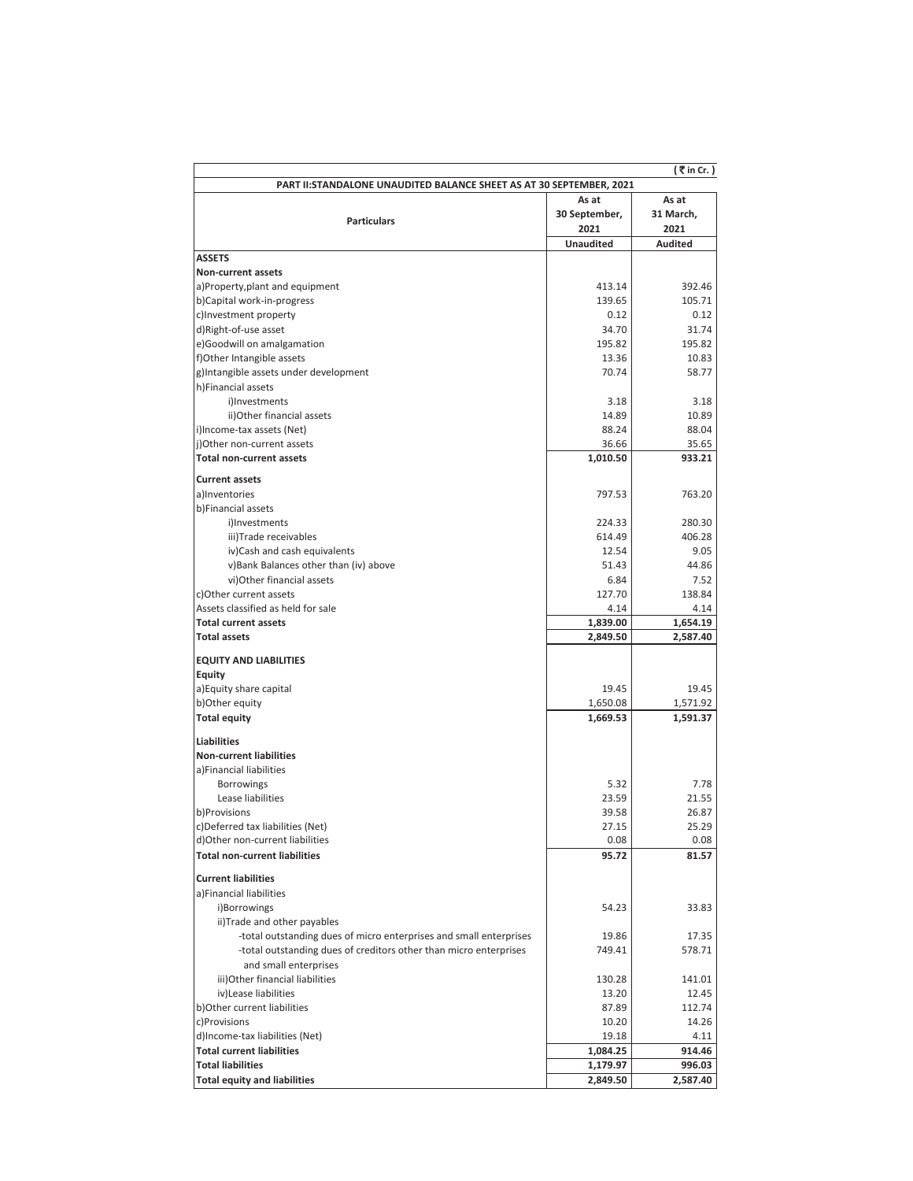(₹ in Cr.)

| PART II:STANDALONE UNAUDITED BALANCE SHEET AS AT 30 SEPTEMBER, 2021 | | |
|---|---|---|
| **Particulars** | **As at 30 September, 2021** | **As at 31 March, 2021** |
| | **Unaudited** | **Audited** |
| **ASSETS** | | |
| **Non-current assets** | | |
| a)Property,plant and equipment | 413.14 | 392.46 |
| b)Capital work-in-progress | 139.65 | 105.71 |
| c)Investment property | 0.12 | 0.12 |
| d)Right-of-use asset | 34.70 | 31.74 |
| e)Goodwill on amalgamation | 195.82 | 195.82 |
| f)Other Intangible assets | 13.36 | 10.83 |
| g)Intangible assets under development | 70.74 | 58.77 |
| h)Financial assets | | |
| i)Investments | 3.18 | 3.18 |
| ii)Other financial assets | 14.89 | 10.89 |
| i)Income-tax assets (Net) | 88.24 | 88.04 |
| j)Other non-current assets | 36.66 | 35.65 |
| **Total non-current assets** | **1,010.50** | **933.21** |
| **Current assets** | | |
| a)Inventories | 797.53 | 763.20 |
| b)Financial assets | | |
| i)Investments | 224.33 | 280.30 |
| iii)Trade receivables | 614.49 | 406.28 |
| iv)Cash and cash equivalents | 12.54 | 9.05 |
| v)Bank Balances other than (iv) above | 51.43 | 44.86 |
| vi)Other financial assets | 6.84 | 7.52 |
| c)Other current assets | 127.70 | 138.84 |
| Assets classified as held for sale | 4.14 | 4.14 |
| **Total current assets** | **1,839.00** | **1,654.19** |
| **Total assets** | **2,849.50** | **2,587.40** |
| **EQUITY AND LIABILITIES** | | |
| **Equity** | | |
| a)Equity share capital | 19.45 | 19.45 |
| b)Other equity | 1,650.08 | 1,571.92 |
| **Total equity** | **1,669.53** | **1,591.37** |
| **Liabilities** | | |
| **Non-current liabilities** | | |
| a)Financial liabilities | | |
| Borrowings | 5.32 | 7.78 |
| Lease liabilities | 23.59 | 21.55 |
| b)Provisions | 39.58 | 26.87 |
| c)Deferred tax liabilities (Net) | 27.15 | 25.29 |
| d)Other non-current liabilities | 0.08 | 0.08 |
| **Total non-current liabilities** | **95.72** | **81.57** |
| **Current liabilities** | | |
| a)Financial liabilities | | |
| i)Borrowings | 54.23 | 33.83 |
| ii)Trade and other payables | | |
| -total outstanding dues of micro enterprises and small enterprises | 19.86 | 17.35 |
| -total outstanding dues of creditors other than micro enterprises and small enterprises | 749.41 | 578.71 |
| iii)Other financial liabilities | 130.28 | 141.01 |
| iv)Lease liabilities | 13.20 | 12.45 |
| b)Other current liabilities | 87.89 | 112.74 |
| c)Provisions | 10.20 | 14.26 |
| d)Income-tax liabilities (Net) | 19.18 | 4.11 |
| **Total current liabilities** | **1,084.25** | **914.46** |
| **Total liabilities** | **1,179.97** | **996.03** |
| **Total equity and liabilities** | **2,849.50** | **2,587.40** |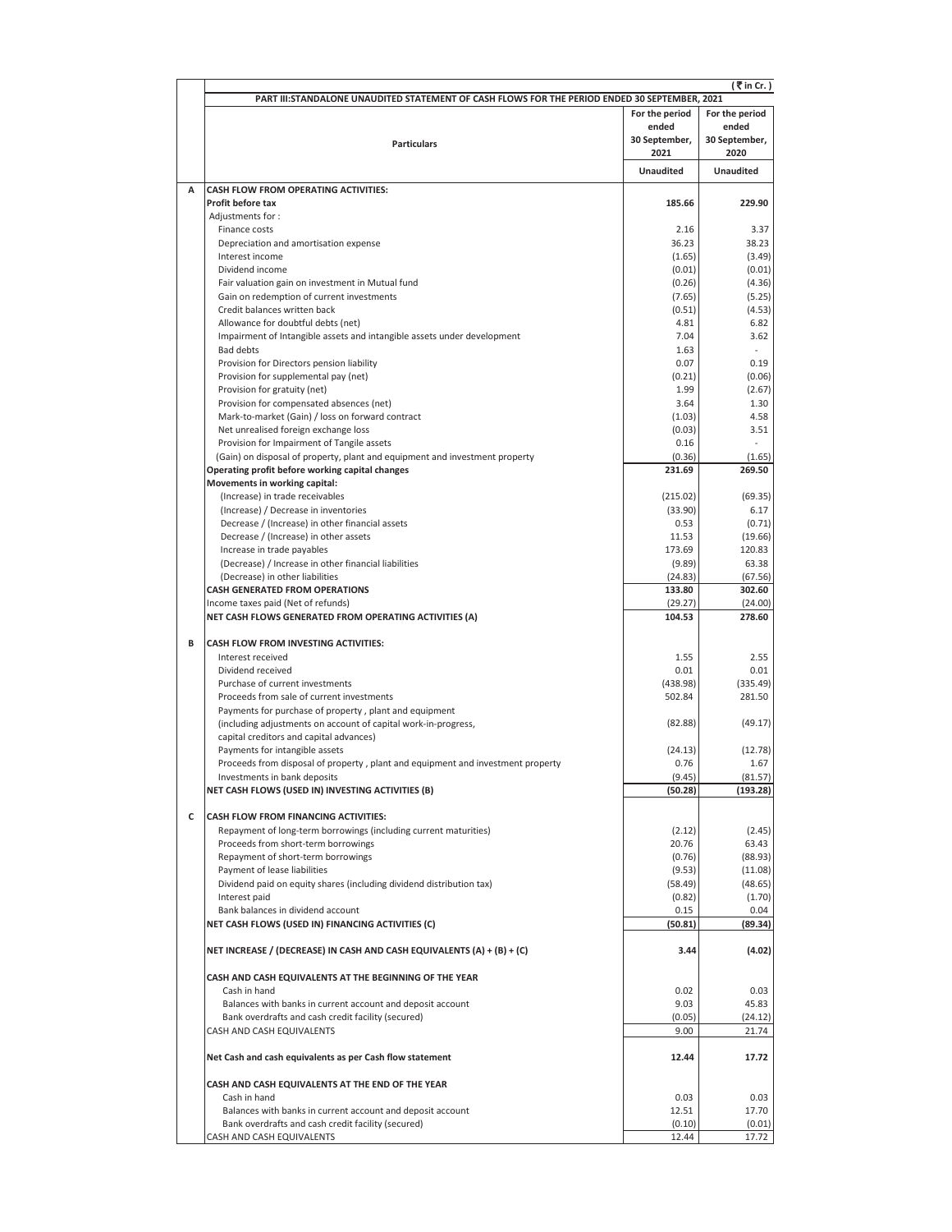(₹ in Cr.)

**PART III:STANDALONE UNAUDITED STATEMENT OF CASH FLOWS FOR THE PERIOD ENDED 30 SEPTEMBER, 2021**

| | Particulars | For the period ended 30 September, 2021 | For the period ended 30 September, 2020 |
|---|---|---|---|
| | | Unaudited | Unaudited |
| **A** | **CASH FLOW FROM OPERATING ACTIVITIES:** | | |
| | **Profit before tax** | **185.66** | **229.90** |
| | Adjustments for : | | |
| | Finance costs | 2.16 | 3.37 |
| | Depreciation and amortisation expense | 36.23 | 38.23 |
| | Interest income | (1.65) | (3.49) |
| | Dividend income | (0.01) | (0.01) |
| | Fair valuation gain on investment in Mutual fund | (0.26) | (4.36) |
| | Gain on redemption of current investments | (7.65) | (5.25) |
| | Credit balances written back | (0.51) | (4.53) |
| | Allowance for doubtful debts (net) | 4.81 | 6.82 |
| | Impairment of Intangible assets and intangible assets under development | 7.04 | 3.62 |
| | Bad debts | 1.63 | - |
| | Provision for Directors pension liability | 0.07 | 0.19 |
| | Provision for supplemental pay (net) | (0.21) | (0.06) |
| | Provision for gratuity (net) | 1.99 | (2.67) |
| | Provision for compensated absences (net) | 3.64 | 1.30 |
| | Mark-to-market (Gain) / loss on forward contract | (1.03) | 4.58 |
| | Net unrealised foreign exchange loss | (0.03) | 3.51 |
| | Provision for Impairment of Tangile assets | 0.16 | - |
| | (Gain) on disposal of property, plant and equipment and investment property | (0.36) | (1.65) |
| | **Operating profit before working capital changes** | **231.69** | **269.50** |
| | **Movements in working capital:** | | |
| | (Increase) in trade receivables | (215.02) | (69.35) |
| | (Increase) / Decrease in inventories | (33.90) | 6.17 |
| | Decrease / (Increase) in other financial assets | 0.53 | (0.71) |
| | Decrease / (Increase) in other assets | 11.53 | (19.66) |
| | Increase in trade payables | 173.69 | 120.83 |
| | (Decrease) / Increase in other financial liabilities | (9.89) | 63.38 |
| | (Decrease) in other liabilities | (24.83) | (67.56) |
| | **CASH GENERATED FROM OPERATIONS** | **133.80** | **302.60** |
| | Income taxes paid (Net of refunds) | (29.27) | (24.00) |
| | **NET CASH FLOWS GENERATED FROM OPERATING ACTIVITIES (A)** | **104.53** | **278.60** |
| **B** | **CASH FLOW FROM INVESTING ACTIVITIES:** | | |
| | Interest received | 1.55 | 2.55 |
| | Dividend received | 0.01 | 0.01 |
| | Purchase of current investments | (438.98) | (335.49) |
| | Proceeds from sale of current investments | 502.84 | 281.50 |
| | Payments for purchase of property , plant and equipment (including adjustments on account of capital work-in-progress, capital creditors and capital advances) | (82.88) | (49.17) |
| | Payments for intangible assets | (24.13) | (12.78) |
| | Proceeds from disposal of property , plant and equipment and investment property | 0.76 | 1.67 |
| | Investments in bank deposits | (9.45) | (81.57) |
| | **NET CASH FLOWS (USED IN) INVESTING ACTIVITIES (B)** | **(50.28)** | **(193.28)** |
| **C** | **CASH FLOW FROM FINANCING ACTIVITIES:** | | |
| | Repayment of long-term borrowings (including current maturities) | (2.12) | (2.45) |
| | Proceeds from short-term borrowings | 20.76 | 63.43 |
| | Repayment of short-term borrowings | (0.76) | (88.93) |
| | Payment of lease liabilities | (9.53) | (11.08) |
| | Dividend paid on equity shares (including dividend distribution tax) | (58.49) | (48.65) |
| | Interest paid | (0.82) | (1.70) |
| | Bank balances in dividend account | 0.15 | 0.04 |
| | **NET CASH FLOWS (USED IN) FINANCING ACTIVITIES (C)** | **(50.81)** | **(89.34)** |
| | **NET INCREASE / (DECREASE) IN CASH AND CASH EQUIVALENTS (A) + (B) + (C)** | **3.44** | **(4.02)** |
| | **CASH AND CASH EQUIVALENTS AT THE BEGINNING OF THE YEAR** | | |
| | Cash in hand | 0.02 | 0.03 |
| | Balances with banks in current account and deposit account | 9.03 | 45.83 |
| | Bank overdrafts and cash credit facility (secured) | (0.05) | (24.12) |
| | CASH AND CASH EQUIVALENTS | 9.00 | 21.74 |
| | **Net Cash and cash equivalents as per Cash flow statement** | **12.44** | **17.72** |
| | **CASH AND CASH EQUIVALENTS AT THE END OF THE YEAR** | | |
| | Cash in hand | 0.03 | 0.03 |
| | Balances with banks in current account and deposit account | 12.51 | 17.70 |
| | Bank overdrafts and cash credit facility (secured) | (0.10) | (0.01) |
| | CASH AND CASH EQUIVALENTS | 12.44 | 17.72 |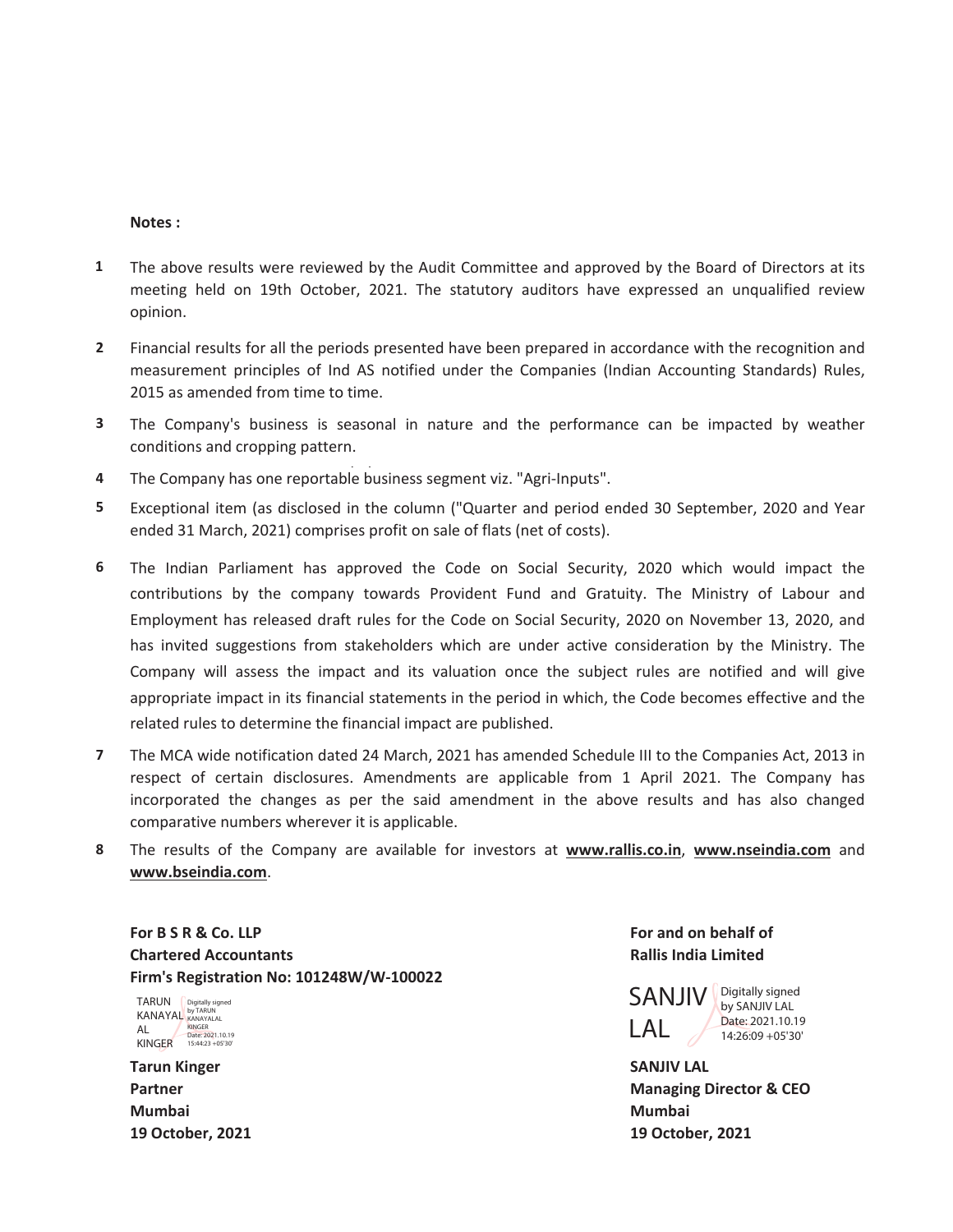**Notes :**

1. The above results were reviewed by the Audit Committee and approved by the Board of Directors at its meeting held on 19th October, 2021. The statutory auditors have expressed an unqualified review opinion.

2. Financial results for all the periods presented have been prepared in accordance with the recognition and measurement principles of Ind AS notified under the Companies (Indian Accounting Standards) Rules, 2015 as amended from time to time.

3. The Company's business is seasonal in nature and the performance can be impacted by weather conditions and cropping pattern.

4. The Company has one reportable business segment viz. "Agri-Inputs".

5. Exceptional item (as disclosed in the column ("Quarter and period ended 30 September, 2020 and Year ended 31 March, 2021) comprises profit on sale of flats (net of costs).

6. The Indian Parliament has approved the Code on Social Security, 2020 which would impact the contributions by the company towards Provident Fund and Gratuity. The Ministry of Labour and Employment has released draft rules for the Code on Social Security, 2020 on November 13, 2020, and has invited suggestions from stakeholders which are under active consideration by the Ministry. The Company will assess the impact and its valuation once the subject rules are notified and will give appropriate impact in its financial statements in the period in which, the Code becomes effective and the related rules to determine the financial impact are published.

7. The MCA wide notification dated 24 March, 2021 has amended Schedule III to the Companies Act, 2013 in respect of certain disclosures. Amendments are applicable from 1 April 2021. The Company has incorporated the changes as per the said amendment in the above results and has also changed comparative numbers wherever it is applicable.

8. The results of the Company are available for investors at **www.rallis.co.in**, **www.nseindia.com** and **www.bseindia.com**.

**For B S R & Co. LLP**
**Chartered Accountants**
**Firm's Registration No: 101248W/W-100022**

TARUN KANAYALAL KINGER
Digitally signed by TARUN KANAYALAL KINGER
Date: 2021.10.19 15:44:23 +05'30'

**Tarun Kinger**
**Partner**
**Mumbai**
**19 October, 2021**

**For and on behalf of**
**Rallis India Limited**

SANJIV LAL
Digitally signed by SANJIV LAL
Date: 2021.10.19 14:26:09 +05'30'

**SANJIV LAL**
**Managing Director & CEO**
**Mumbai**
**19 October, 2021**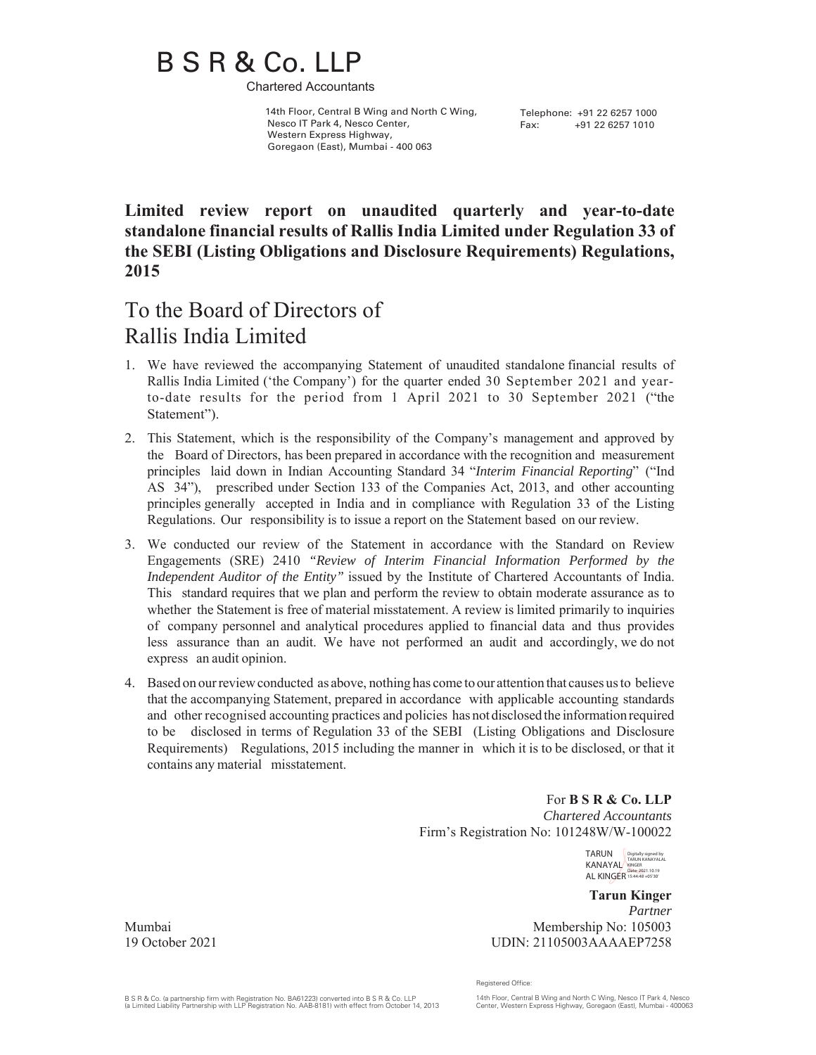# B S R & Co. LLP

Chartered Accountants

14th Floor, Central B Wing and North C Wing,
Nesco IT Park 4, Nesco Center,
Western Express Highway,
Goregaon (East), Mumbai - 400 063

Telephone: +91 22 6257 1000
Fax: +91 22 6257 1010

**Limited review report on unaudited quarterly and year-to-date standalone financial results of Rallis India Limited under Regulation 33 of the SEBI (Listing Obligations and Disclosure Requirements) Regulations, 2015**

## To the Board of Directors of Rallis India Limited

1. We have reviewed the accompanying Statement of unaudited standalone financial results of Rallis India Limited ('the Company') for the quarter ended 30 September 2021 and year-to-date results for the period from 1 April 2021 to 30 September 2021 ("the Statement").

2. This Statement, which is the responsibility of the Company's management and approved by the Board of Directors, has been prepared in accordance with the recognition and measurement principles laid down in Indian Accounting Standard 34 "*Interim Financial Reporting*" ("Ind AS 34"), prescribed under Section 133 of the Companies Act, 2013, and other accounting principles generally accepted in India and in compliance with Regulation 33 of the Listing Regulations. Our responsibility is to issue a report on the Statement based on our review.

3. We conducted our review of the Statement in accordance with the Standard on Review Engagements (SRE) 2410 *"Review of Interim Financial Information Performed by the Independent Auditor of the Entity"* issued by the Institute of Chartered Accountants of India. This standard requires that we plan and perform the review to obtain moderate assurance as to whether the Statement is free of material misstatement. A review is limited primarily to inquiries of company personnel and analytical procedures applied to financial data and thus provides less assurance than an audit. We have not performed an audit and accordingly, we do not express an audit opinion.

4. Based on our review conducted as above, nothing has come to our attention that causes us to believe that the accompanying Statement, prepared in accordance with applicable accounting standards and other recognised accounting practices and policies has not disclosed the information required to be disclosed in terms of Regulation 33 of the SEBI (Listing Obligations and Disclosure Requirements) Regulations, 2015 including the manner in which it is to be disclosed, or that it contains any material misstatement.

For **B S R & Co. LLP**
*Chartered Accountants*
Firm's Registration No: 101248W/W-100022

TARUN KANAYALAL KINGER
Digitally signed by TARUN KANAYALAL KINGER
Date: 2021.10.19 15:44:48 +05'30'

**Tarun Kinger**
*Partner*
Membership No: 105003
UDIN: 21105003AAAAEP7258

Mumbai
19 October 2021

B S R & Co. (a partnership firm with Registration No. BA61223) converted into B S R & Co. LLP (a Limited Liability Partnership with LLP Registration No. AAB-8181) with effect from October 14, 2013

Registered Office:
14th Floor, Central B Wing and North C Wing, Nesco IT Park 4, Nesco Center, Western Express Highway, Goregaon (East), Mumbai - 400063